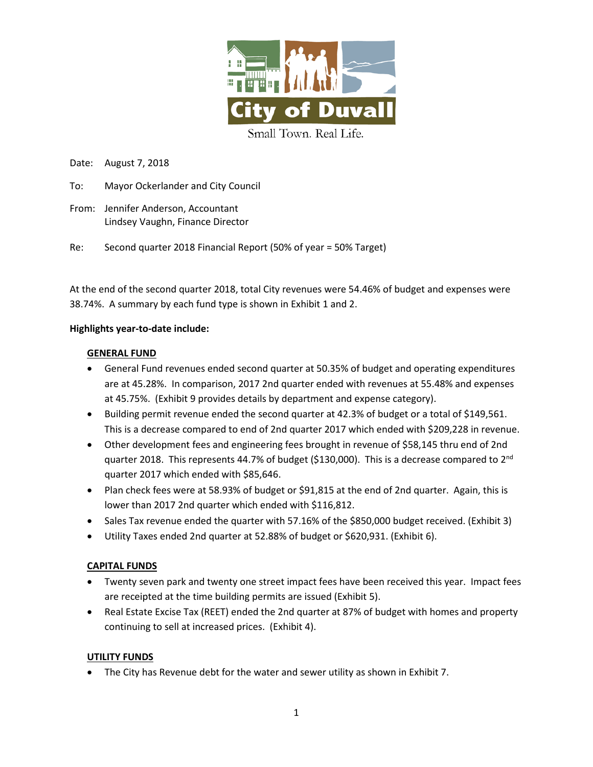City of Duvall

Small Town. Real Life.

Date: August 7, 2018

To: Mayor Ockerlander and City Council

From: Jennifer Anderson, Accountant
Lindsey Vaughn, Finance Director

Re: Second quarter 2018 Financial Report (50% of year = 50% Target)

At the end of the second quarter 2018, total City revenues were 54.46% of budget and expenses were 38.74%. A summary by each fund type is shown in Exhibit 1 and 2.

**Highlights year-to-date include:**

**GENERAL FUND**

- General Fund revenues ended second quarter at 50.35% of budget and operating expenditures are at 45.28%. In comparison, 2017 2nd quarter ended with revenues at 55.48% and expenses at 45.75%. (Exhibit 9 provides details by department and expense category).
- Building permit revenue ended the second quarter at 42.3% of budget or a total of $149,561. This is a decrease compared to end of 2nd quarter 2017 which ended with $209,228 in revenue.
- Other development fees and engineering fees brought in revenue of $58,145 thru end of 2nd quarter 2018. This represents 44.7% of budget ($130,000). This is a decrease compared to 2nd quarter 2017 which ended with $85,646.
- Plan check fees were at 58.93% of budget or $91,815 at the end of 2nd quarter. Again, this is lower than 2017 2nd quarter which ended with $116,812.
- Sales Tax revenue ended the quarter with 57.16% of the $850,000 budget received. (Exhibit 3)
- Utility Taxes ended 2nd quarter at 52.88% of budget or $620,931. (Exhibit 6).

**CAPITAL FUNDS**

- Twenty seven park and twenty one street impact fees have been received this year. Impact fees are receipted at the time building permits are issued (Exhibit 5).
- Real Estate Excise Tax (REET) ended the 2nd quarter at 87% of budget with homes and property continuing to sell at increased prices. (Exhibit 4).

**UTILITY FUNDS**

- The City has Revenue debt for the water and sewer utility as shown in Exhibit 7.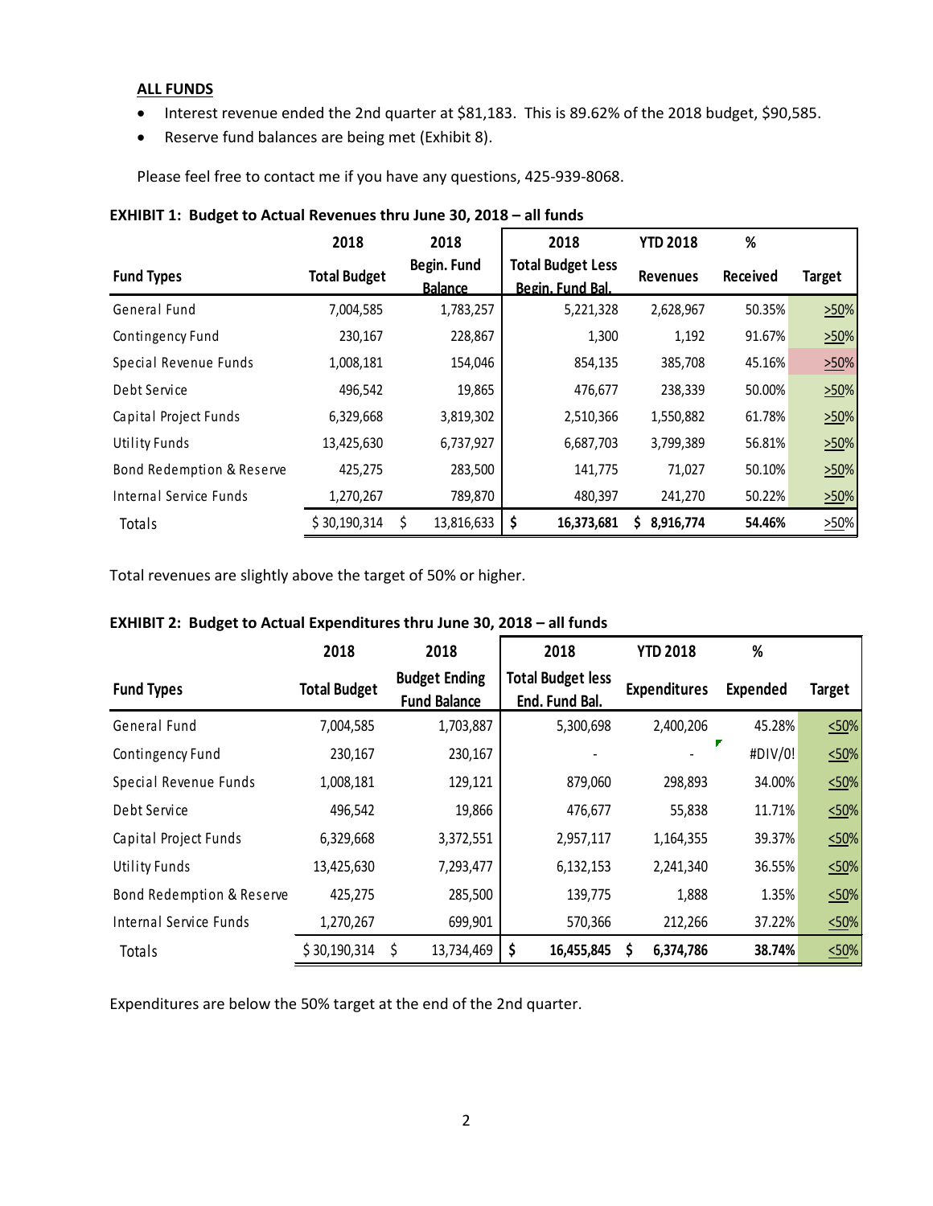**ALL FUNDS**

- Interest revenue ended the 2nd quarter at $81,183. This is 89.62% of the 2018 budget, $90,585.
- Reserve fund balances are being met (Exhibit 8).

Please feel free to contact me if you have any questions, 425-939-8068.

**EXHIBIT 1: Budget to Actual Revenues thru June 30, 2018 – all funds**

| Fund Types | 2018 Total Budget | 2018 Begin. Fund Balance | 2018 Total Budget Less Begin. Fund Bal. | YTD 2018 Revenues | % Received | Target |
|---|---|---|---|---|---|---|
| General Fund | 7,004,585 | 1,783,257 | 5,221,328 | 2,628,967 | 50.35% | >50% |
| Contingency Fund | 230,167 | 228,867 | 1,300 | 1,192 | 91.67% | >50% |
| Special Revenue Funds | 1,008,181 | 154,046 | 854,135 | 385,708 | 45.16% | >50% |
| Debt Service | 496,542 | 19,865 | 476,677 | 238,339 | 50.00% | >50% |
| Capital Project Funds | 6,329,668 | 3,819,302 | 2,510,366 | 1,550,882 | 61.78% | >50% |
| Utility Funds | 13,425,630 | 6,737,927 | 6,687,703 | 3,799,389 | 56.81% | >50% |
| Bond Redemption & Reserve | 425,275 | 283,500 | 141,775 | 71,027 | 50.10% | >50% |
| Internal Service Funds | 1,270,267 | 789,870 | 480,397 | 241,270 | 50.22% | >50% |
| Totals | $ 30,190,314 | $ 13,816,633 | $ 16,373,681 | $ 8,916,774 | 54.46% | >50% |

Total revenues are slightly above the target of 50% or higher.

**EXHIBIT 2: Budget to Actual Expenditures thru June 30, 2018 – all funds**

| Fund Types | 2018 Total Budget | 2018 Budget Ending Fund Balance | 2018 Total Budget less End. Fund Bal. | YTD 2018 Expenditures | % Expended | Target |
|---|---|---|---|---|---|---|
| General Fund | 7,004,585 | 1,703,887 | 5,300,698 | 2,400,206 | 45.28% | <50% |
| Contingency Fund | 230,167 | 230,167 | - | - | #DIV/0! | <50% |
| Special Revenue Funds | 1,008,181 | 129,121 | 879,060 | 298,893 | 34.00% | <50% |
| Debt Service | 496,542 | 19,866 | 476,677 | 55,838 | 11.71% | <50% |
| Capital Project Funds | 6,329,668 | 3,372,551 | 2,957,117 | 1,164,355 | 39.37% | <50% |
| Utility Funds | 13,425,630 | 7,293,477 | 6,132,153 | 2,241,340 | 36.55% | <50% |
| Bond Redemption & Reserve | 425,275 | 285,500 | 139,775 | 1,888 | 1.35% | <50% |
| Internal Service Funds | 1,270,267 | 699,901 | 570,366 | 212,266 | 37.22% | <50% |
| Totals | $ 30,190,314 | $ 13,734,469 | $ 16,455,845 | $ 6,374,786 | 38.74% | <50% |

Expenditures are below the 50% target at the end of the 2nd quarter.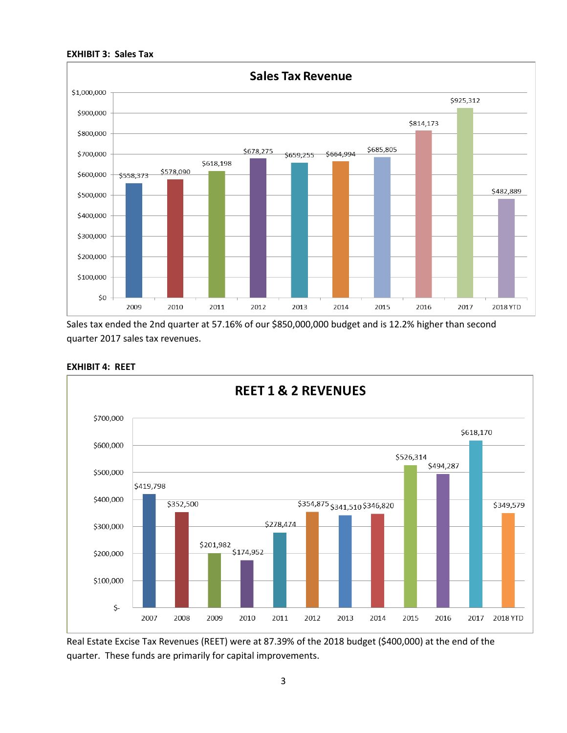**EXHIBIT 3: Sales Tax**

**Sales Tax Revenue**

| Year | Sales Tax Revenue |
|---|---|
| 2009 | $558,373 |
| 2010 | $578,090 |
| 2011 | $618,198 |
| 2012 | $678,275 |
| 2013 | $659,255 |
| 2014 | $664,994 |
| 2015 | $685,805 |
| 2016 | $814,173 |
| 2017 | $925,312 |
| 2018 YTD | $482,889 |

Sales tax ended the 2nd quarter at 57.16% of our $850,000,000 budget and is 12.2% higher than second quarter 2017 sales tax revenues.

**EXHIBIT 4: REET**

**REET 1 & 2 REVENUES**

| Year | REET 1 & 2 Revenues |
|---|---|
| 2007 | $419,798 |
| 2008 | $352,500 |
| 2009 | $201,982 |
| 2010 | $174,952 |
| 2011 | $278,474 |
| 2012 | $354,875 |
| 2013 | $341,510 |
| 2014 | $346,820 |
| 2015 | $526,314 |
| 2016 | $494,287 |
| 2017 | $618,170 |
| 2018 YTD | $349,579 |

Real Estate Excise Tax Revenues (REET) were at 87.39% of the 2018 budget ($400,000) at the end of the quarter. These funds are primarily for capital improvements.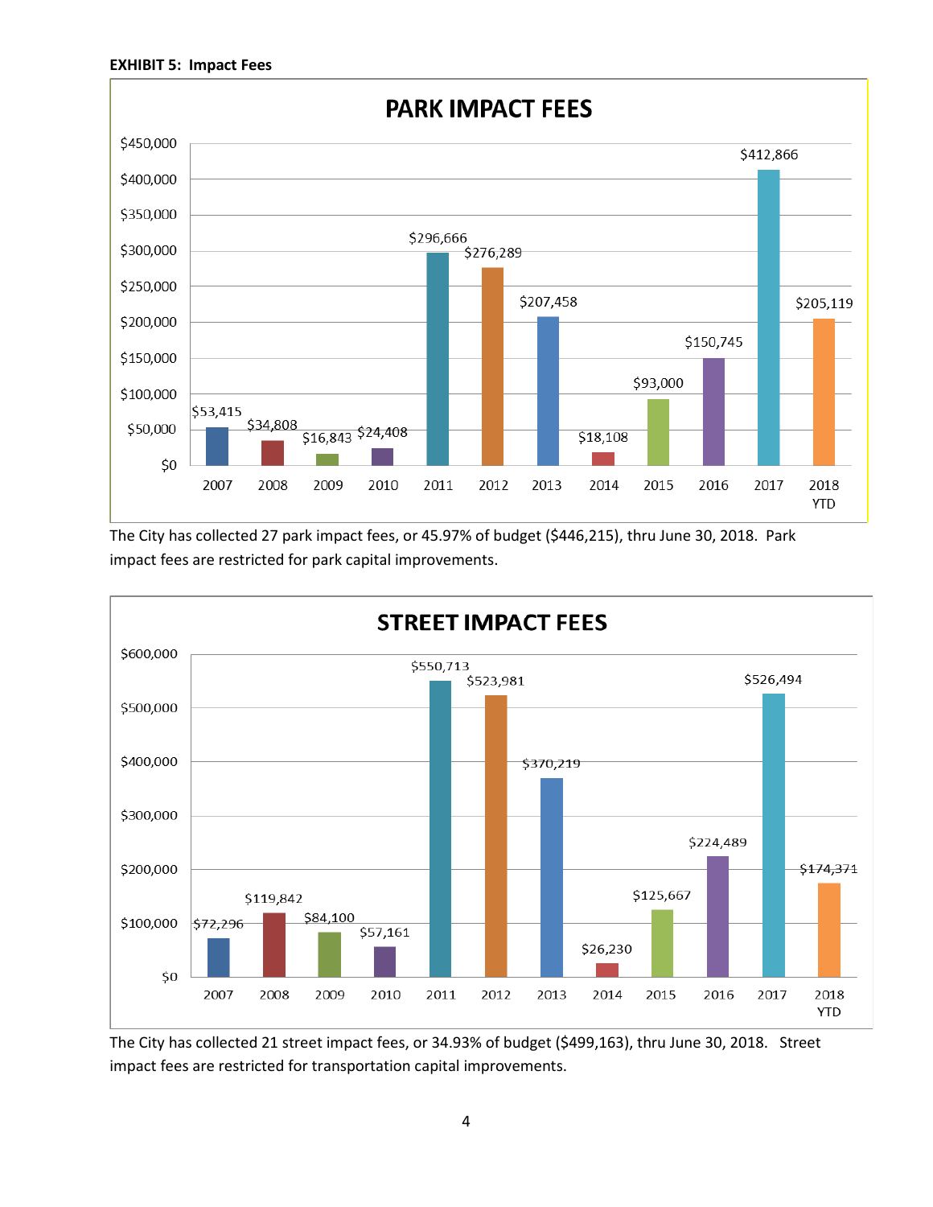**EXHIBIT 5: Impact Fees**

**PARK IMPACT FEES**

| Year | Amount |
|---|---|
| 2007 | $53,415 |
| 2008 | $34,808 |
| 2009 | $16,843 |
| 2010 | $24,408 |
| 2011 | $296,666 |
| 2012 | $276,289 |
| 2013 | $207,458 |
| 2014 | $18,108 |
| 2015 | $93,000 |
| 2016 | $150,745 |
| 2017 | $412,866 |
| 2018 YTD | $205,119 |

The City has collected 27 park impact fees, or 45.97% of budget ($446,215), thru June 30, 2018. Park impact fees are restricted for park capital improvements.

**STREET IMPACT FEES**

| Year | Amount |
|---|---|
| 2007 | $72,296 |
| 2008 | $119,842 |
| 2009 | $84,100 |
| 2010 | $57,161 |
| 2011 | $550,713 |
| 2012 | $523,981 |
| 2013 | $370,219 |
| 2014 | $26,230 |
| 2015 | $125,667 |
| 2016 | $224,489 |
| 2017 | $526,494 |
| 2018 YTD | $174,371 |

The City has collected 21 street impact fees, or 34.93% of budget ($499,163), thru June 30, 2018. Street impact fees are restricted for transportation capital improvements.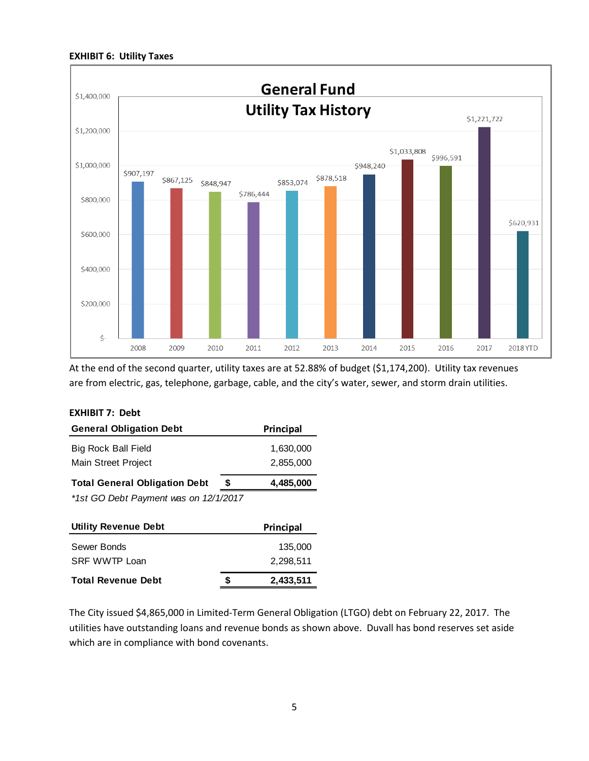**EXHIBIT 6: Utility Taxes**

**General Fund Utility Tax History**

| Year | Utility Tax |
|---|---|
| 2008 | $907,197 |
| 2009 | $867,125 |
| 2010 | $848,947 |
| 2011 | $786,444 |
| 2012 | $853,074 |
| 2013 | $878,518 |
| 2014 | $948,240 |
| 2015 | $1,033,808 |
| 2016 | $996,591 |
| 2017 | $1,221,722 |
| 2018 YTD | $620,931 |

At the end of the second quarter, utility taxes are at 52.88% of budget ($1,174,200). Utility tax revenues are from electric, gas, telephone, garbage, cable, and the city's water, sewer, and storm drain utilities.

**EXHIBIT 7: Debt**

| General Obligation Debt | | Principal |
|---|---|---|
| Big Rock Ball Field | | 1,630,000 |
| Main Street Project | | 2,855,000 |
| **Total General Obligation Debt** | **$** | **4,485,000** |

*\*1st GO Debt Payment was on 12/1/2017*

| Utility Revenue Debt | | Principal |
|---|---|---|
| Sewer Bonds | | 135,000 |
| SRF WWTP Loan | | 2,298,511 |
| **Total Revenue Debt** | **$** | **2,433,511** |

The City issued $4,865,000 in Limited-Term General Obligation (LTGO) debt on February 22, 2017. The utilities have outstanding loans and revenue bonds as shown above. Duvall has bond reserves set aside which are in compliance with bond covenants.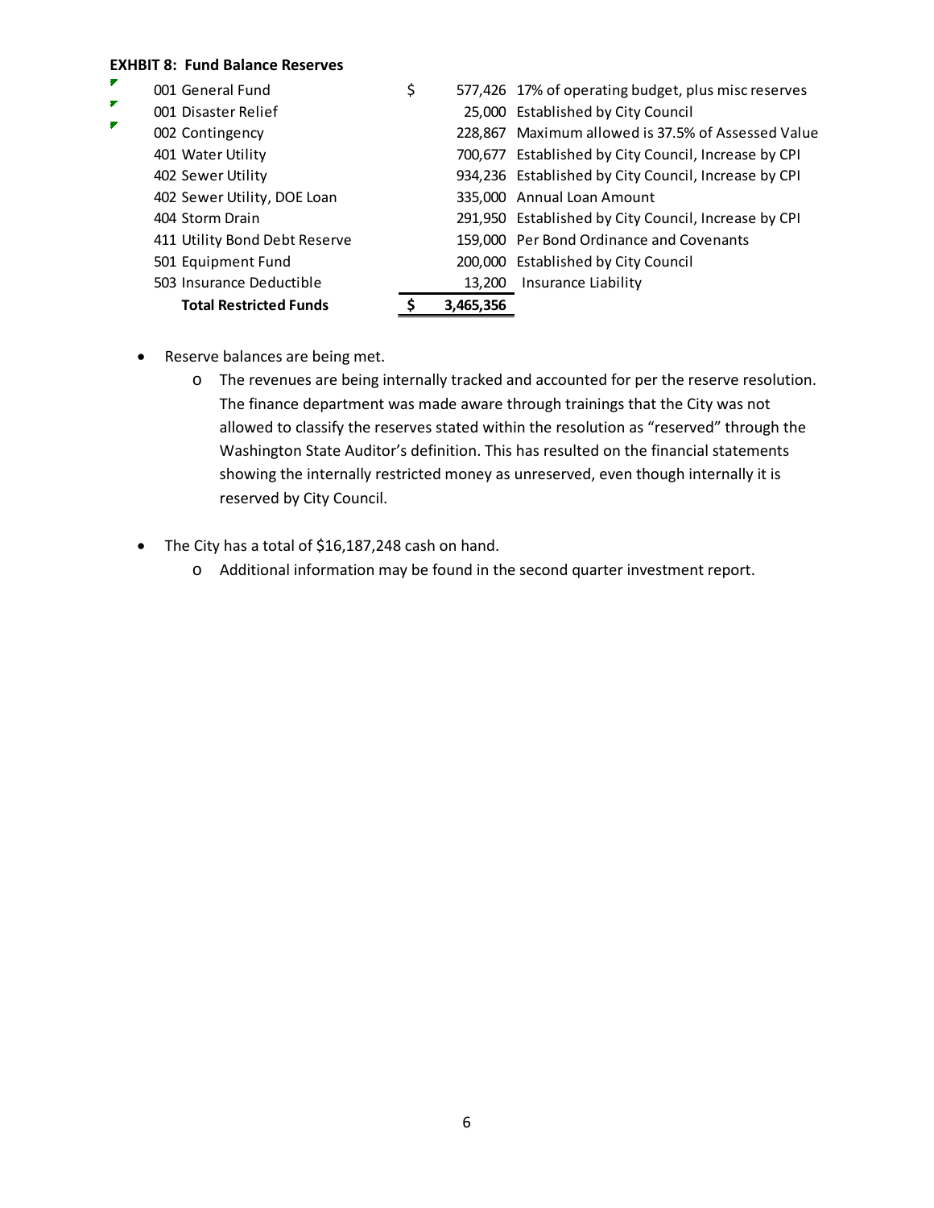**EXHIBIT 8: Fund Balance Reserves**

| Fund | Amount | Description |
|---|---|---|
| 001 General Fund | $ 577,426 | 17% of operating budget, plus misc reserves |
| 001 Disaster Relief | 25,000 | Established by City Council |
| 002 Contingency | 228,867 | Maximum allowed is 37.5% of Assessed Value |
| 401 Water Utility | 700,677 | Established by City Council, Increase by CPI |
| 402 Sewer Utility | 934,236 | Established by City Council, Increase by CPI |
| 402 Sewer Utility, DOE Loan | 335,000 | Annual Loan Amount |
| 404 Storm Drain | 291,950 | Established by City Council, Increase by CPI |
| 411 Utility Bond Debt Reserve | 159,000 | Per Bond Ordinance and Covenants |
| 501 Equipment Fund | 200,000 | Established by City Council |
| 503 Insurance Deductible | 13,200 | Insurance Liability |
| **Total Restricted Funds** | **$ 3,465,356** | |

- Reserve balances are being met.
  - The revenues are being internally tracked and accounted for per the reserve resolution. The finance department was made aware through trainings that the City was not allowed to classify the reserves stated within the resolution as "reserved" through the Washington State Auditor's definition. This has resulted on the financial statements showing the internally restricted money as unreserved, even though internally it is reserved by City Council.

- The City has a total of $16,187,248 cash on hand.
  - Additional information may be found in the second quarter investment report.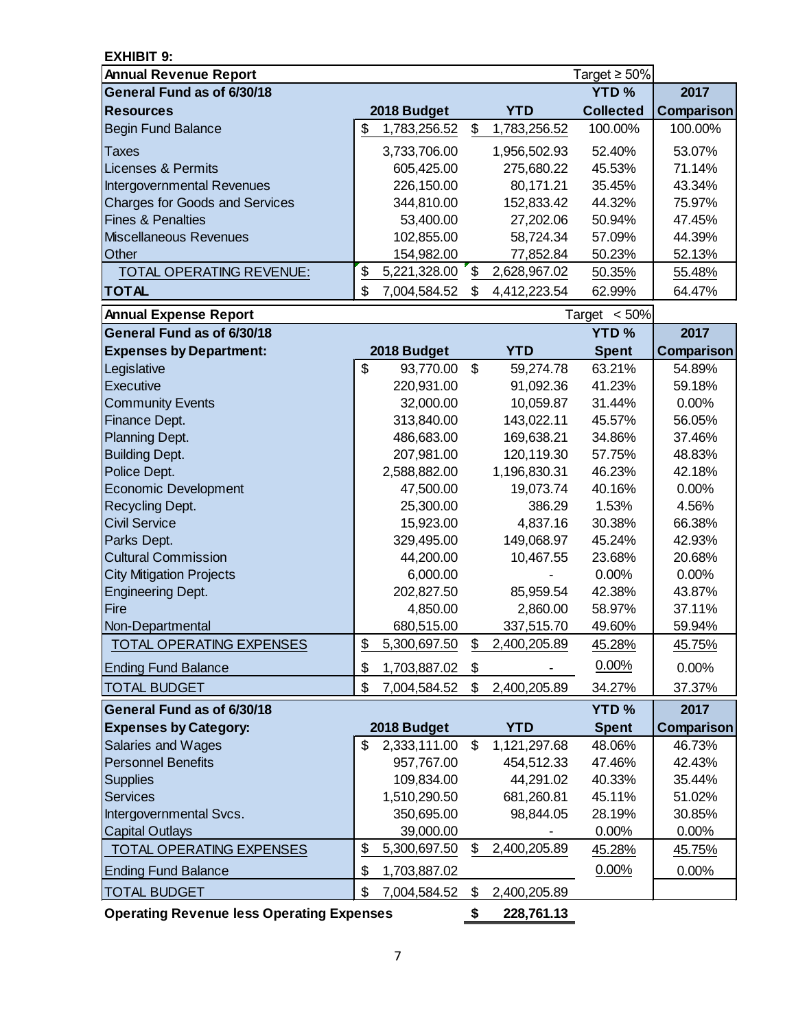**EXHIBIT 9:**

| Annual Revenue Report | | | Target ≥ 50% | |
|---|---|---|---|---|
| **General Fund as of 6/30/18** | | | **YTD %** | **2017** |
| **Resources** | **2018 Budget** | **YTD** | **Collected** | **Comparison** |
| Begin Fund Balance | $ 1,783,256.52 | $ 1,783,256.52 | 100.00% | 100.00% |
| Taxes | 3,733,706.00 | 1,956,502.93 | 52.40% | 53.07% |
| Licenses & Permits | 605,425.00 | 275,680.22 | 45.53% | 71.14% |
| Intergovernmental Revenues | 226,150.00 | 80,171.21 | 35.45% | 43.34% |
| Charges for Goods and Services | 344,810.00 | 152,833.42 | 44.32% | 75.97% |
| Fines & Penalties | 53,400.00 | 27,202.06 | 50.94% | 47.45% |
| Miscellaneous Revenues | 102,855.00 | 58,724.34 | 57.09% | 44.39% |
| Other | 154,982.00 | 77,852.84 | 50.23% | 52.13% |
| TOTAL OPERATING REVENUE: | $ 5,221,328.00 | $ 2,628,967.02 | 50.35% | 55.48% |
| **TOTAL** | $ 7,004,584.52 | $ 4,412,223.54 | 62.99% | 64.47% |

| Annual Expense Report | | | Target < 50% | |
|---|---|---|---|---|
| **General Fund as of 6/30/18** | | | **YTD %** | **2017** |
| **Expenses by Department:** | **2018 Budget** | **YTD** | **Spent** | **Comparison** |
| Legislative | $ 93,770.00 | $ 59,274.78 | 63.21% | 54.89% |
| Executive | 220,931.00 | 91,092.36 | 41.23% | 59.18% |
| Community Events | 32,000.00 | 10,059.87 | 31.44% | 0.00% |
| Finance Dept. | 313,840.00 | 143,022.11 | 45.57% | 56.05% |
| Planning Dept. | 486,683.00 | 169,638.21 | 34.86% | 37.46% |
| Building Dept. | 207,981.00 | 120,119.30 | 57.75% | 48.83% |
| Police Dept. | 2,588,882.00 | 1,196,830.31 | 46.23% | 42.18% |
| Economic Development | 47,500.00 | 19,073.74 | 40.16% | 0.00% |
| Recycling Dept. | 25,300.00 | 386.29 | 1.53% | 4.56% |
| Civil Service | 15,923.00 | 4,837.16 | 30.38% | 66.38% |
| Parks Dept. | 329,495.00 | 149,068.97 | 45.24% | 42.93% |
| Cultural Commission | 44,200.00 | 10,467.55 | 23.68% | 20.68% |
| City Mitigation Projects | 6,000.00 | - | 0.00% | 0.00% |
| Engineering Dept. | 202,827.50 | 85,959.54 | 42.38% | 43.87% |
| Fire | 4,850.00 | 2,860.00 | 58.97% | 37.11% |
| Non-Departmental | 680,515.00 | 337,515.70 | 49.60% | 59.94% |
| TOTAL OPERATING EXPENSES | $ 5,300,697.50 | $ 2,400,205.89 | 45.28% | 45.75% |
| Ending Fund Balance | $ 1,703,887.02 | $ - | 0.00% | 0.00% |
| TOTAL BUDGET | $ 7,004,584.52 | $ 2,400,205.89 | 34.27% | 37.37% |

| General Fund as of 6/30/18 | | | YTD % | 2017 |
|---|---|---|---|---|
| **Expenses by Category:** | **2018 Budget** | **YTD** | **Spent** | **Comparison** |
| Salaries and Wages | $ 2,333,111.00 | $ 1,121,297.68 | 48.06% | 46.73% |
| Personnel Benefits | 957,767.00 | 454,512.33 | 47.46% | 42.43% |
| Supplies | 109,834.00 | 44,291.02 | 40.33% | 35.44% |
| Services | 1,510,290.50 | 681,260.81 | 45.11% | 51.02% |
| Intergovernmental Svcs. | 350,695.00 | 98,844.05 | 28.19% | 30.85% |
| Capital Outlays | 39,000.00 | - | 0.00% | 0.00% |
| TOTAL OPERATING EXPENSES | $ 5,300,697.50 | $ 2,400,205.89 | 45.28% | 45.75% |
| Ending Fund Balance | $ 1,703,887.02 | | 0.00% | 0.00% |
| TOTAL BUDGET | $ 7,004,584.52 | $ 2,400,205.89 | | |

**Operating Revenue less Operating Expenses** **$ 228,761.13**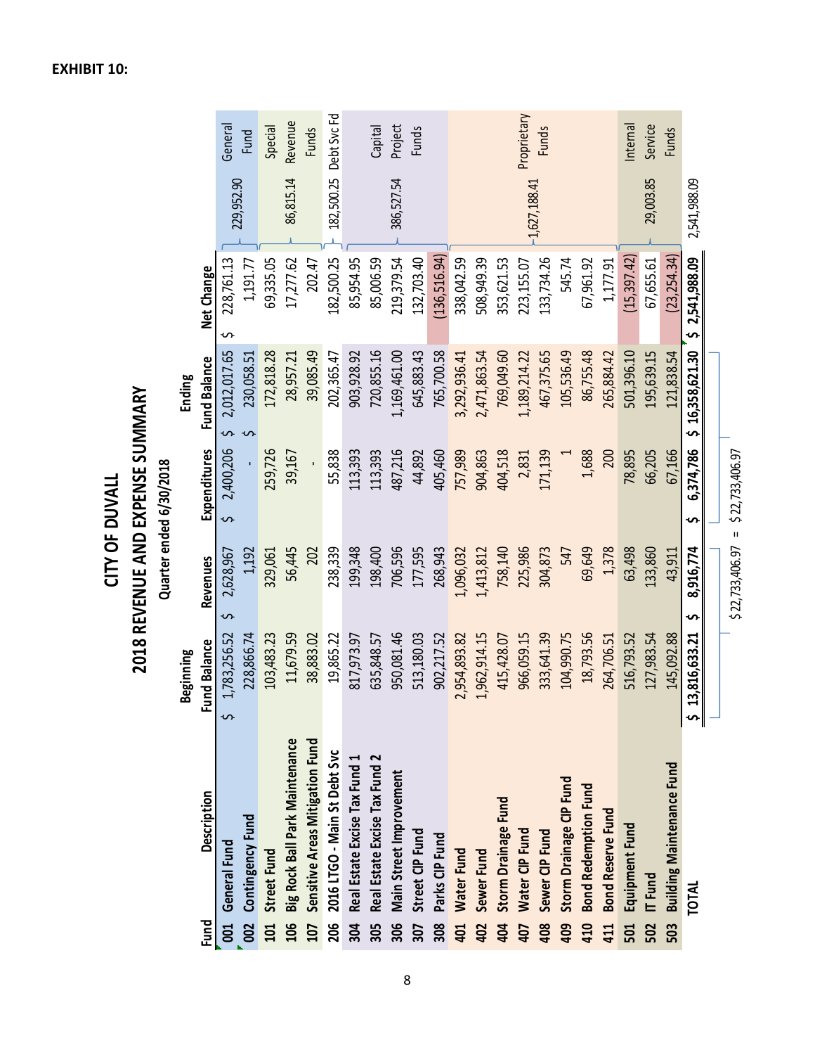**EXHIBIT 10:**

# CITY OF DUVALL
## 2018 REVENUE AND EXPENSE SUMMARY
Quarter ended 6/30/2018

| Fund | Description | Beginning Fund Balance | Revenues | Expenditures | Ending Fund Balance | Net Change | | |
|---|---|---|---|---|---|---|---|---|
| 001 | General Fund | $ 1,783,256.52 | $ 2,628,967 | $ 2,400,206 | $ 2,012,017.65 | $ 228,761.13 | 229,952.90 | General Fund |
| 002 | Contingency Fund | 228,866.74 | 1,192 | - | $ 230,058.51 | 1,191.77 | | |
| 101 | Street Fund | 103,483.23 | 329,061 | 259,726 | 172,818.28 | 69,335.05 | 86,815.14 | Special Revenue Funds |
| 106 | Big Rock Ball Park Maintenance | 11,679.59 | 56,445 | 39,167 | 28,957.21 | 17,277.62 | | |
| 107 | Sensitive Areas Mitigation Fund | 38,883.02 | 202 | - | 39,085.49 | 202.47 | | |
| 206 | 2016 LTGO - Main St Debt Svc | 19,865.22 | 238,339 | 55,838 | 202,365.47 | 182,500.25 | 182,500.25 | Debt Svc Fd |
| 304 | Real Estate Excise Tax Fund 1 | 817,973.97 | 199,348 | 113,393 | 903,928.92 | 85,954.95 | 386,527.54 | Capital Project Funds |
| 305 | Real Estate Excise Tax Fund 2 | 635,848.57 | 198,400 | 113,393 | 720,855.16 | 85,006.59 | | |
| 306 | Main Street Improvement | 950,081.46 | 706,596 | 487,216 | 1,169,461.00 | 219,379.54 | | |
| 307 | Street CIP Fund | 513,180.03 | 177,595 | 44,892 | 645,883.43 | 132,703.40 | | |
| 308 | Parks CIP Fund | 902,217.52 | 268,943 | 405,460 | 765,700.58 | (136,516.94) | | |
| 401 | Water Fund | 2,954,893.82 | 1,096,032 | 757,989 | 3,292,936.41 | 338,042.59 | 1,627,188.41 | Proprietary Funds |
| 402 | Sewer Fund | 1,962,914.15 | 1,413,812 | 904,863 | 2,471,863.54 | 508,949.39 | | |
| 404 | Storm Drainage Fund | 415,428.07 | 758,140 | 404,518 | 769,049.60 | 353,621.53 | | |
| 407 | Water CIP Fund | 966,059.15 | 225,986 | 2,831 | 1,189,214.22 | 223,155.07 | | |
| 408 | Sewer CIP Fund | 333,641.39 | 304,873 | 171,139 | 467,375.65 | 133,734.26 | | |
| 409 | Storm Drainage CIP Fund | 104,990.75 | 547 | 1 | 105,536.49 | 545.74 | | |
| 410 | Bond Redemption Fund | 18,793.56 | 69,649 | 1,688 | 86,755.48 | 67,961.92 | | |
| 411 | Bond Reserve Fund | 264,706.51 | 1,378 | 200 | 265,884.42 | 1,177.91 | | |
| 501 | Equipment Fund | 516,793.52 | 63,498 | 78,895 | 501,396.10 | (15,397.42) | 29,003.85 | Internal Service Funds |
| 502 | IT Fund | 127,983.54 | 133,860 | 66,205 | 195,639.15 | 67,655.61 | | |
| 503 | Building Maintenance Fund | 145,092.88 | 43,911 | 67,166 | 121,838.54 | (23,254.34) | | |
| | TOTAL | $ 13,816,633.21 | $ 8,916,774 | $ 6,374,786 | $ 16,358,621.30 | $ 2,541,988.09 | 2,541,988.09 | |

$ 22,733,406.97 = $ 22,733,406.97